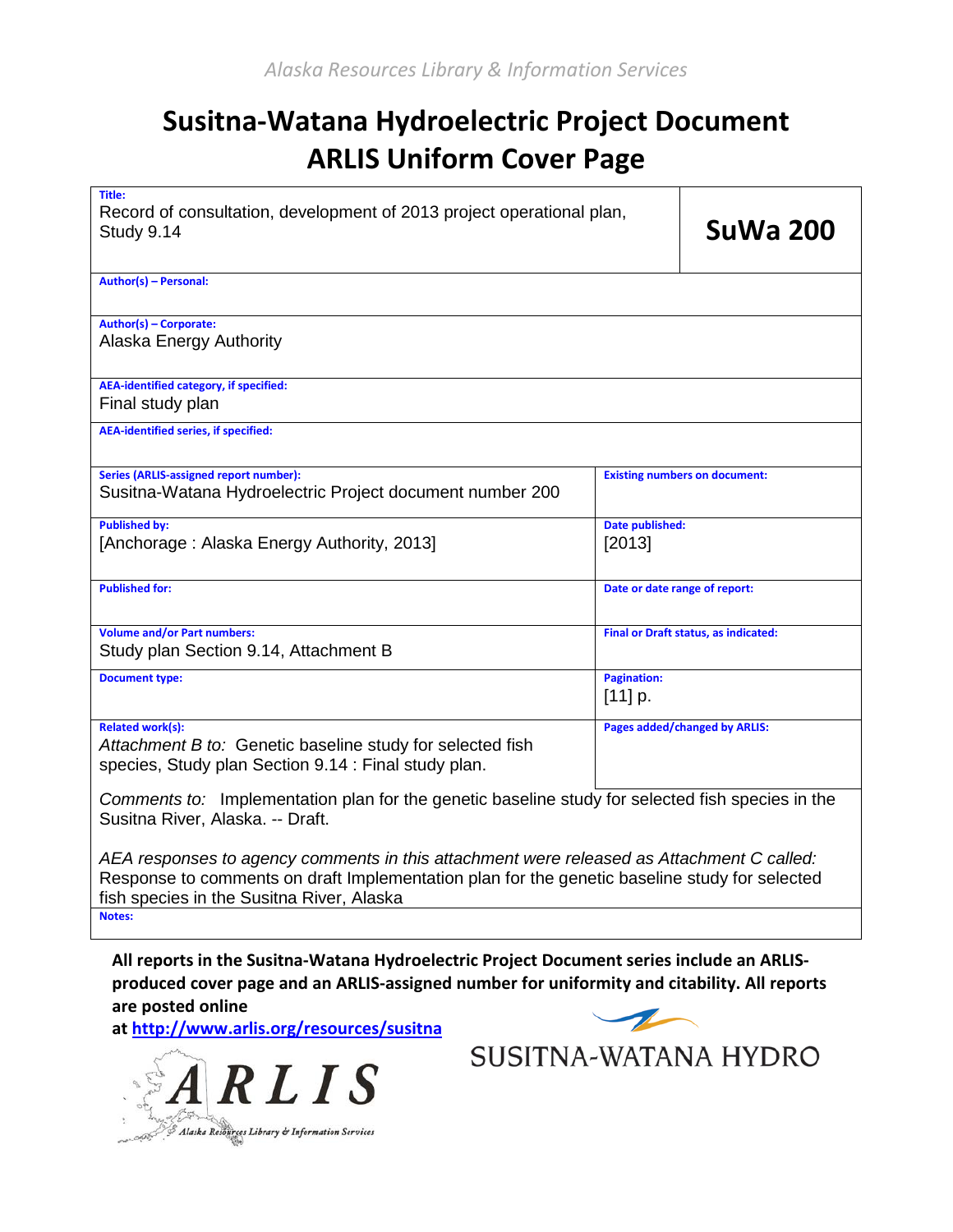*Alaska Resources Library & Information Services*

# Susitna-Watana Hydroelectric Project Document
# ARLIS Uniform Cover Page

| | |
|---|---|
| **Title:** Record of consultation, development of 2013 project operational plan, Study 9.14 | **SuWa 200** |
| **Author(s) – Personal:** | |
| **Author(s) – Corporate:** Alaska Energy Authority | |
| **AEA-identified category, if specified:** Final study plan | |
| **AEA-identified series, if specified:** | |
| **Series (ARLIS-assigned report number):** Susitna-Watana Hydroelectric Project document number 200 | **Existing numbers on document:** |
| **Published by:** [Anchorage : Alaska Energy Authority, 2013] | **Date published:** [2013] |
| **Published for:** | **Date or date range of report:** |
| **Volume and/or Part numbers:** Study plan Section 9.14, Attachment B | **Final or Draft status, as indicated:** |
| **Document type:** | **Pagination:** [11] p. |
| **Related work(s):** *Attachment B to:* Genetic baseline study for selected fish species, Study plan Section 9.14 : Final study plan. | **Pages added/changed by ARLIS:** |

*Comments to:* Implementation plan for the genetic baseline study for selected fish species in the Susitna River, Alaska. -- Draft.

*AEA responses to agency comments in this attachment were released as Attachment C called:* Response to comments on draft Implementation plan for the genetic baseline study for selected fish species in the Susitna River, Alaska

**Notes:**

**All reports in the Susitna-Watana Hydroelectric Project Document series include an ARLIS-produced cover page and an ARLIS-assigned number for uniformity and citability. All reports are posted online at http://www.arlis.org/resources/susitna**

SUSITNA-WATANA HYDRO

ARLIS Alaska Resources Library & Information Services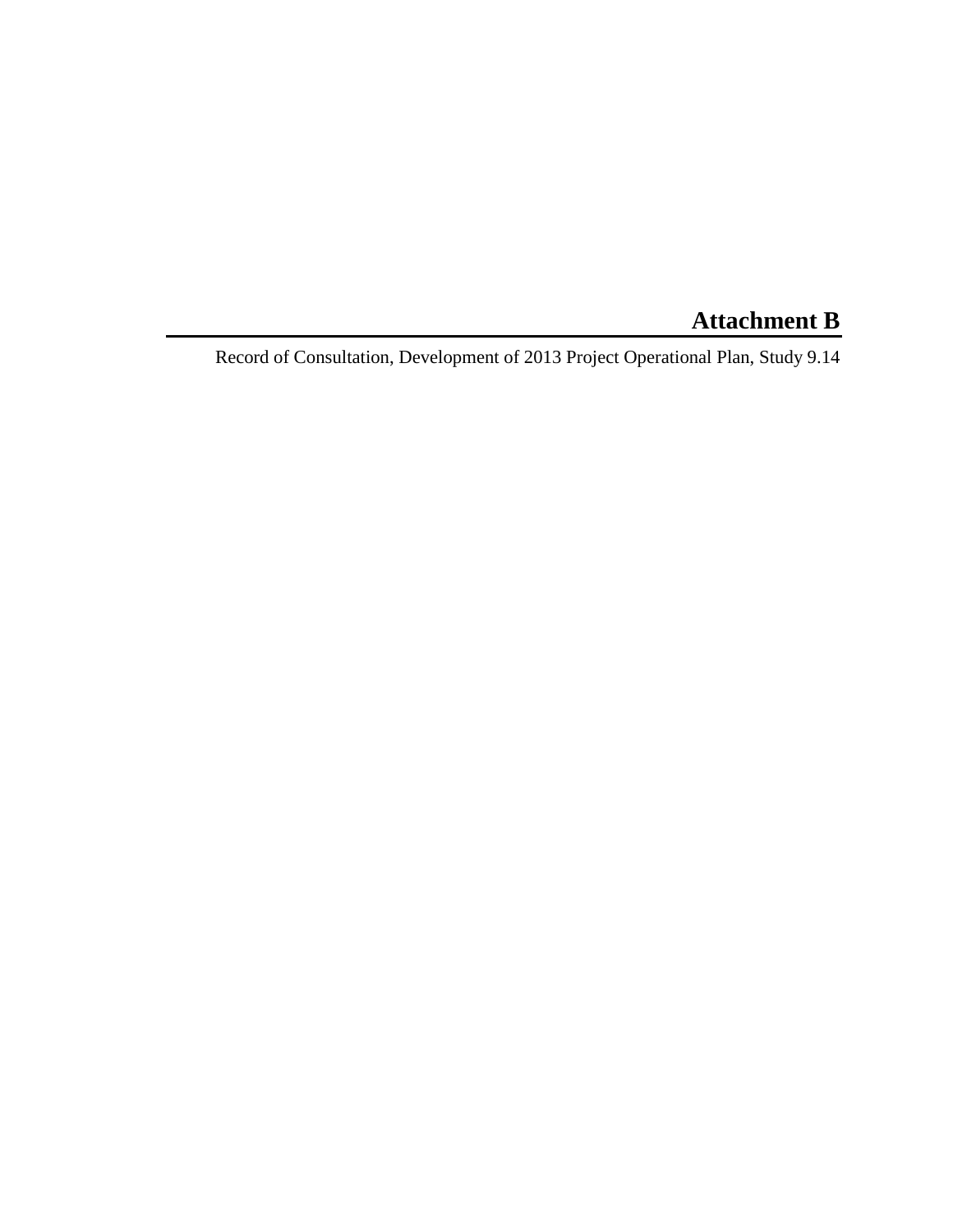# Attachment B

Record of Consultation, Development of 2013 Project Operational Plan, Study 9.14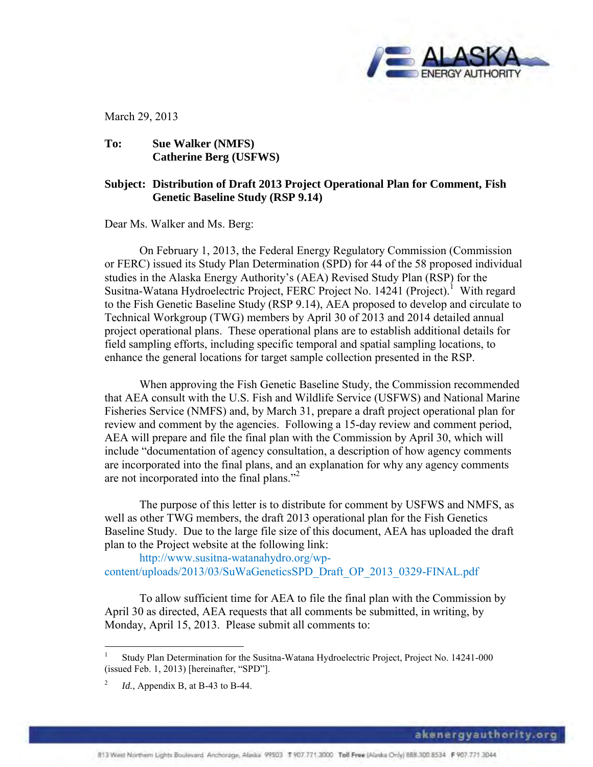March 29, 2013

**To: Sue Walker (NMFS)**
**Catherine Berg (USFWS)**

**Subject: Distribution of Draft 2013 Project Operational Plan for Comment, Fish Genetic Baseline Study (RSP 9.14)**

Dear Ms. Walker and Ms. Berg:

On February 1, 2013, the Federal Energy Regulatory Commission (Commission or FERC) issued its Study Plan Determination (SPD) for 44 of the 58 proposed individual studies in the Alaska Energy Authority's (AEA) Revised Study Plan (RSP) for the Susitna-Watana Hydroelectric Project, FERC Project No. 14241 (Project).[1] With regard to the Fish Genetic Baseline Study (RSP 9.14), AEA proposed to develop and circulate to Technical Workgroup (TWG) members by April 30 of 2013 and 2014 detailed annual project operational plans. These operational plans are to establish additional details for field sampling efforts, including specific temporal and spatial sampling locations, to enhance the general locations for target sample collection presented in the RSP.

When approving the Fish Genetic Baseline Study, the Commission recommended that AEA consult with the U.S. Fish and Wildlife Service (USFWS) and National Marine Fisheries Service (NMFS) and, by March 31, prepare a draft project operational plan for review and comment by the agencies. Following a 15-day review and comment period, AEA will prepare and file the final plan with the Commission by April 30, which will include "documentation of agency consultation, a description of how agency comments are incorporated into the final plans, and an explanation for why any agency comments are not incorporated into the final plans."[2]

The purpose of this letter is to distribute for comment by USFWS and NMFS, as well as other TWG members, the draft 2013 operational plan for the Fish Genetics Baseline Study. Due to the large file size of this document, AEA has uploaded the draft plan to the Project website at the following link:

http://www.susitna-watanahydro.org/wp-content/uploads/2013/03/SuWaGeneticsSPD_Draft_OP_2013_0329-FINAL.pdf

To allow sufficient time for AEA to file the final plan with the Commission by April 30 as directed, AEA requests that all comments be submitted, in writing, by Monday, April 15, 2013. Please submit all comments to:

---

[1] Study Plan Determination for the Susitna-Watana Hydroelectric Project, Project No. 14241-000 (issued Feb. 1, 2013) [hereinafter, "SPD"].

[2] *Id.*, Appendix B, at B-43 to B-44.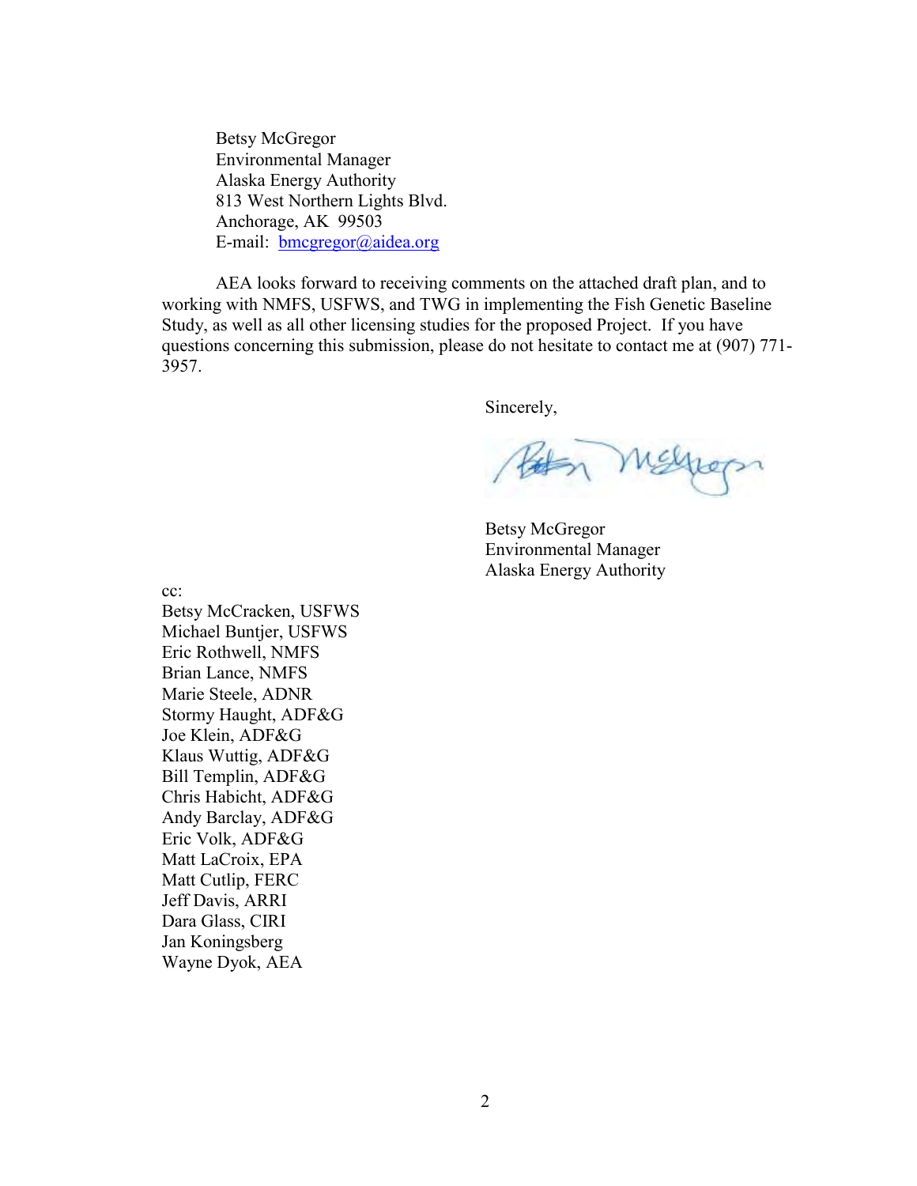Betsy McGregor
Environmental Manager
Alaska Energy Authority
813 West Northern Lights Blvd.
Anchorage, AK 99503
E-mail: bmcgregor@aidea.org

AEA looks forward to receiving comments on the attached draft plan, and to working with NMFS, USFWS, and TWG in implementing the Fish Genetic Baseline Study, as well as all other licensing studies for the proposed Project. If you have questions concerning this submission, please do not hesitate to contact me at (907) 771-3957.

Sincerely,

Betsy McGregor
Environmental Manager
Alaska Energy Authority

cc:
Betsy McCracken, USFWS
Michael Buntjer, USFWS
Eric Rothwell, NMFS
Brian Lance, NMFS
Marie Steele, ADNR
Stormy Haught, ADF&G
Joe Klein, ADF&G
Klaus Wuttig, ADF&G
Bill Templin, ADF&G
Chris Habicht, ADF&G
Andy Barclay, ADF&G
Eric Volk, ADF&G
Matt LaCroix, EPA
Matt Cutlip, FERC
Jeff Davis, ARRI
Dara Glass, CIRI
Jan Koningsberg
Wayne Dyok, AEA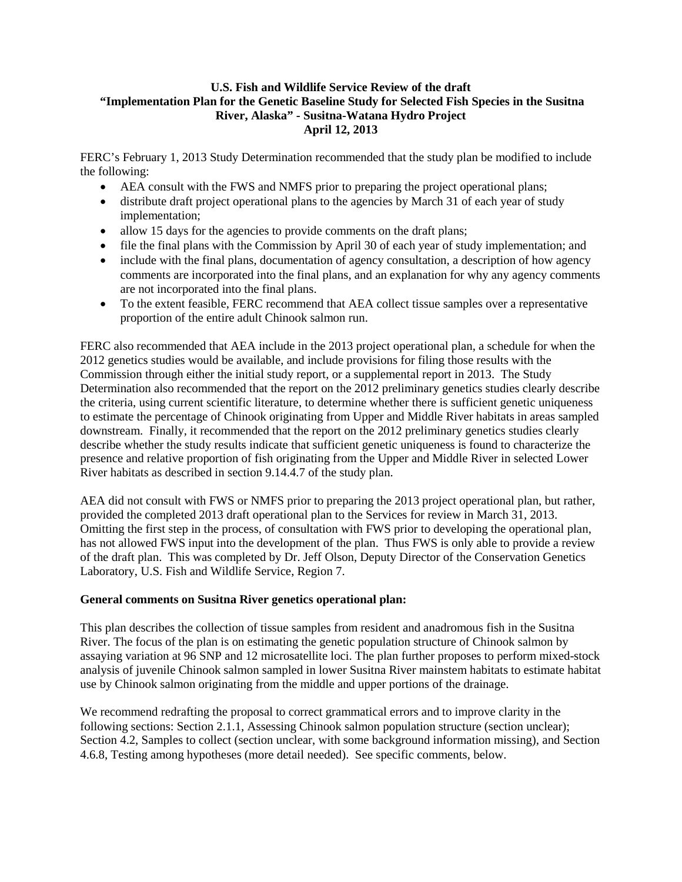**U.S. Fish and Wildlife Service Review of the draft "Implementation Plan for the Genetic Baseline Study for Selected Fish Species in the Susitna River, Alaska" - Susitna-Watana Hydro Project April 12, 2013**

FERC's February 1, 2013 Study Determination recommended that the study plan be modified to include the following:

- AEA consult with the FWS and NMFS prior to preparing the project operational plans;
- distribute draft project operational plans to the agencies by March 31 of each year of study implementation;
- allow 15 days for the agencies to provide comments on the draft plans;
- file the final plans with the Commission by April 30 of each year of study implementation; and
- include with the final plans, documentation of agency consultation, a description of how agency comments are incorporated into the final plans, and an explanation for why any agency comments are not incorporated into the final plans.
- To the extent feasible, FERC recommend that AEA collect tissue samples over a representative proportion of the entire adult Chinook salmon run.

FERC also recommended that AEA include in the 2013 project operational plan, a schedule for when the 2012 genetics studies would be available, and include provisions for filing those results with the Commission through either the initial study report, or a supplemental report in 2013. The Study Determination also recommended that the report on the 2012 preliminary genetics studies clearly describe the criteria, using current scientific literature, to determine whether there is sufficient genetic uniqueness to estimate the percentage of Chinook originating from Upper and Middle River habitats in areas sampled downstream. Finally, it recommended that the report on the 2012 preliminary genetics studies clearly describe whether the study results indicate that sufficient genetic uniqueness is found to characterize the presence and relative proportion of fish originating from the Upper and Middle River in selected Lower River habitats as described in section 9.14.4.7 of the study plan.

AEA did not consult with FWS or NMFS prior to preparing the 2013 project operational plan, but rather, provided the completed 2013 draft operational plan to the Services for review in March 31, 2013. Omitting the first step in the process, of consultation with FWS prior to developing the operational plan, has not allowed FWS input into the development of the plan. Thus FWS is only able to provide a review of the draft plan. This was completed by Dr. Jeff Olson, Deputy Director of the Conservation Genetics Laboratory, U.S. Fish and Wildlife Service, Region 7.

**General comments on Susitna River genetics operational plan:**

This plan describes the collection of tissue samples from resident and anadromous fish in the Susitna River. The focus of the plan is on estimating the genetic population structure of Chinook salmon by assaying variation at 96 SNP and 12 microsatellite loci. The plan further proposes to perform mixed-stock analysis of juvenile Chinook salmon sampled in lower Susitna River mainstem habitats to estimate habitat use by Chinook salmon originating from the middle and upper portions of the drainage.

We recommend redrafting the proposal to correct grammatical errors and to improve clarity in the following sections: Section 2.1.1, Assessing Chinook salmon population structure (section unclear); Section 4.2, Samples to collect (section unclear, with some background information missing), and Section 4.6.8, Testing among hypotheses (more detail needed). See specific comments, below.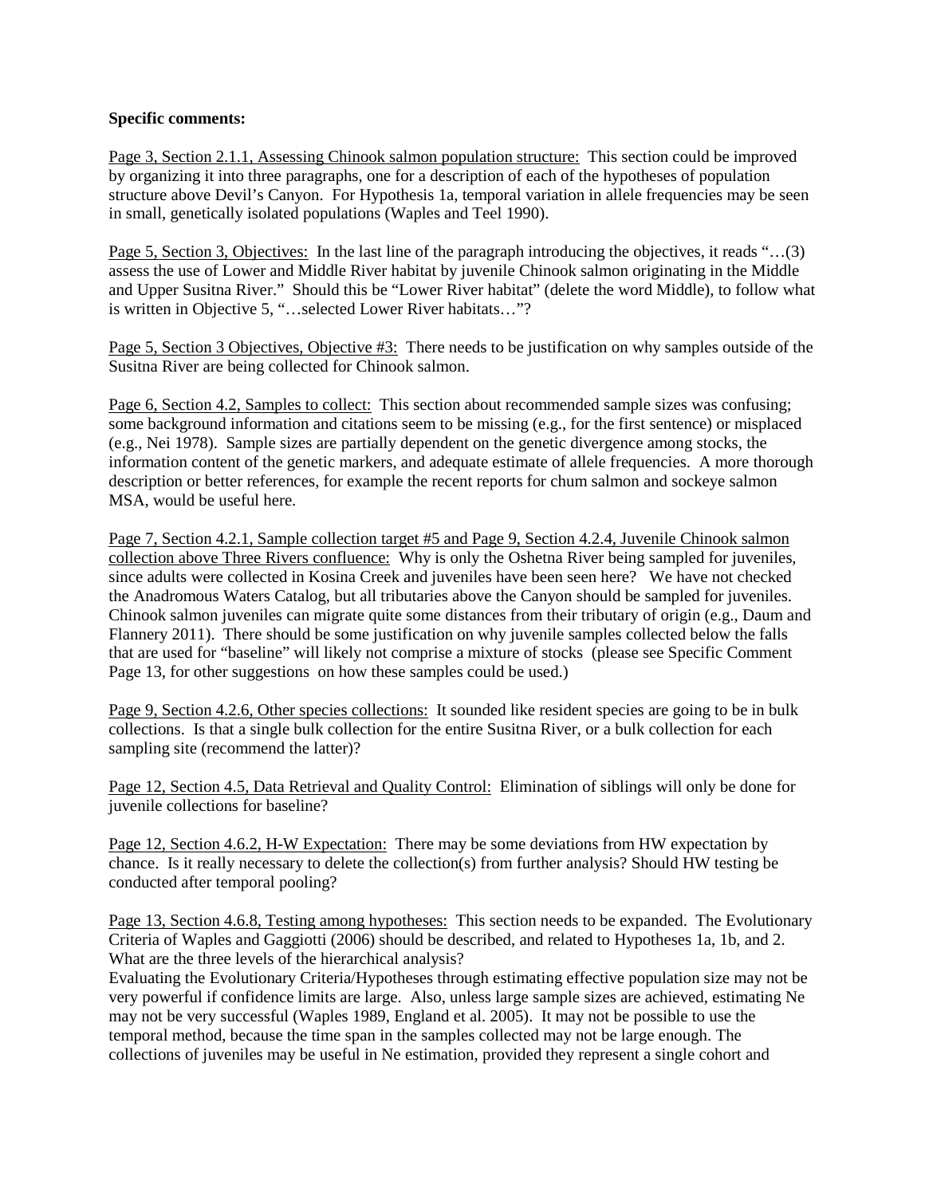**Specific comments:**

Page 3, Section 2.1.1, Assessing Chinook salmon population structure: This section could be improved by organizing it into three paragraphs, one for a description of each of the hypotheses of population structure above Devil's Canyon. For Hypothesis 1a, temporal variation in allele frequencies may be seen in small, genetically isolated populations (Waples and Teel 1990).

Page 5, Section 3, Objectives: In the last line of the paragraph introducing the objectives, it reads "…(3) assess the use of Lower and Middle River habitat by juvenile Chinook salmon originating in the Middle and Upper Susitna River." Should this be "Lower River habitat" (delete the word Middle), to follow what is written in Objective 5, "…selected Lower River habitats…"?

Page 5, Section 3 Objectives, Objective #3: There needs to be justification on why samples outside of the Susitna River are being collected for Chinook salmon.

Page 6, Section 4.2, Samples to collect: This section about recommended sample sizes was confusing; some background information and citations seem to be missing (e.g., for the first sentence) or misplaced (e.g., Nei 1978). Sample sizes are partially dependent on the genetic divergence among stocks, the information content of the genetic markers, and adequate estimate of allele frequencies. A more thorough description or better references, for example the recent reports for chum salmon and sockeye salmon MSA, would be useful here.

Page 7, Section 4.2.1, Sample collection target #5 and Page 9, Section 4.2.4, Juvenile Chinook salmon collection above Three Rivers confluence: Why is only the Oshetna River being sampled for juveniles, since adults were collected in Kosina Creek and juveniles have been seen here? We have not checked the Anadromous Waters Catalog, but all tributaries above the Canyon should be sampled for juveniles. Chinook salmon juveniles can migrate quite some distances from their tributary of origin (e.g., Daum and Flannery 2011). There should be some justification on why juvenile samples collected below the falls that are used for "baseline" will likely not comprise a mixture of stocks (please see Specific Comment Page 13, for other suggestions on how these samples could be used.)

Page 9, Section 4.2.6, Other species collections: It sounded like resident species are going to be in bulk collections. Is that a single bulk collection for the entire Susitna River, or a bulk collection for each sampling site (recommend the latter)?

Page 12, Section 4.5, Data Retrieval and Quality Control: Elimination of siblings will only be done for juvenile collections for baseline?

Page 12, Section 4.6.2, H-W Expectation: There may be some deviations from HW expectation by chance. Is it really necessary to delete the collection(s) from further analysis? Should HW testing be conducted after temporal pooling?

Page 13, Section 4.6.8, Testing among hypotheses: This section needs to be expanded. The Evolutionary Criteria of Waples and Gaggiotti (2006) should be described, and related to Hypotheses 1a, 1b, and 2. What are the three levels of the hierarchical analysis?

Evaluating the Evolutionary Criteria/Hypotheses through estimating effective population size may not be very powerful if confidence limits are large. Also, unless large sample sizes are achieved, estimating Ne may not be very successful (Waples 1989, England et al. 2005). It may not be possible to use the temporal method, because the time span in the samples collected may not be large enough. The collections of juveniles may be useful in Ne estimation, provided they represent a single cohort and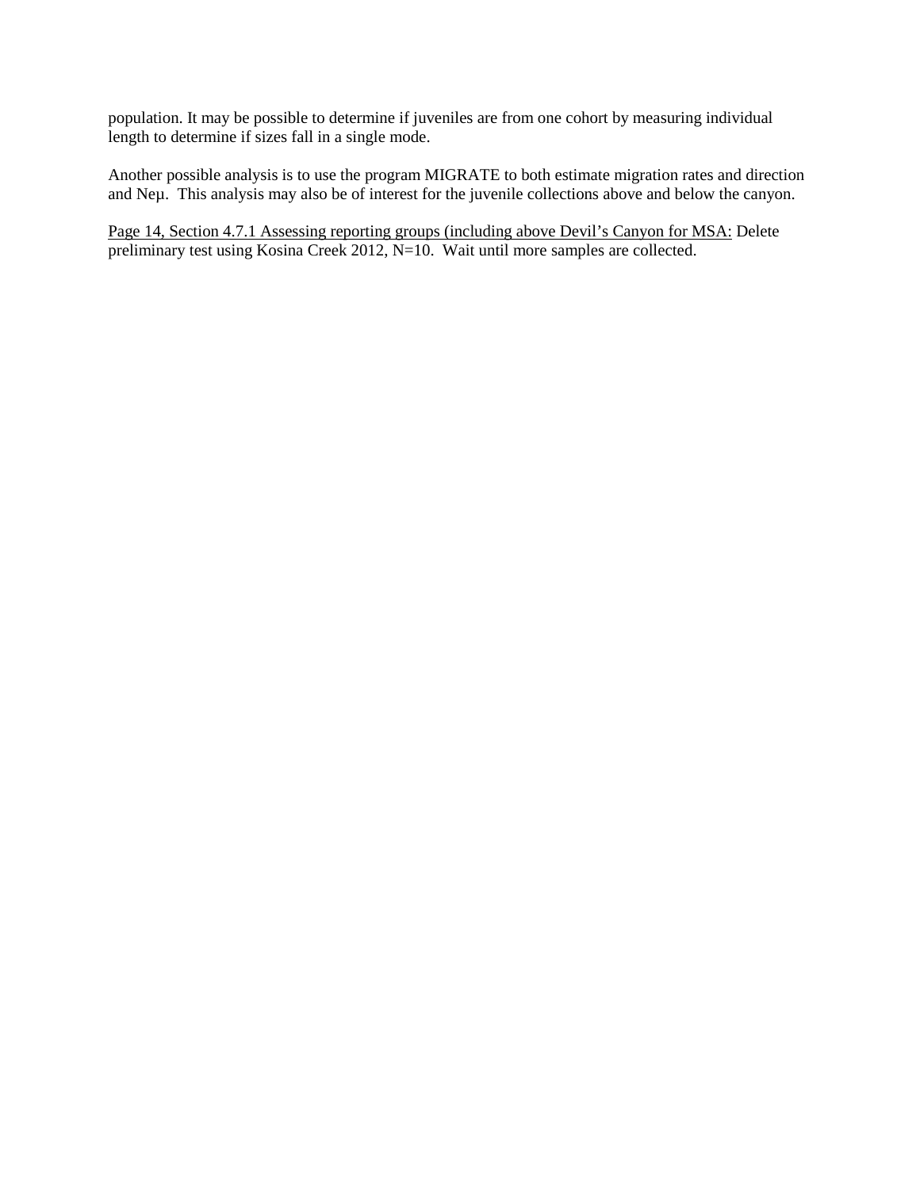population. It may be possible to determine if juveniles are from one cohort by measuring individual length to determine if sizes fall in a single mode.

Another possible analysis is to use the program MIGRATE to both estimate migration rates and direction and $N_e\mu$. This analysis may also be of interest for the juvenile collections above and below the canyon.

<u>Page 14, Section 4.7.1 Assessing reporting groups (including above Devil's Canyon for MSA:</u> Delete preliminary test using Kosina Creek 2012, N=10. Wait until more samples are collected.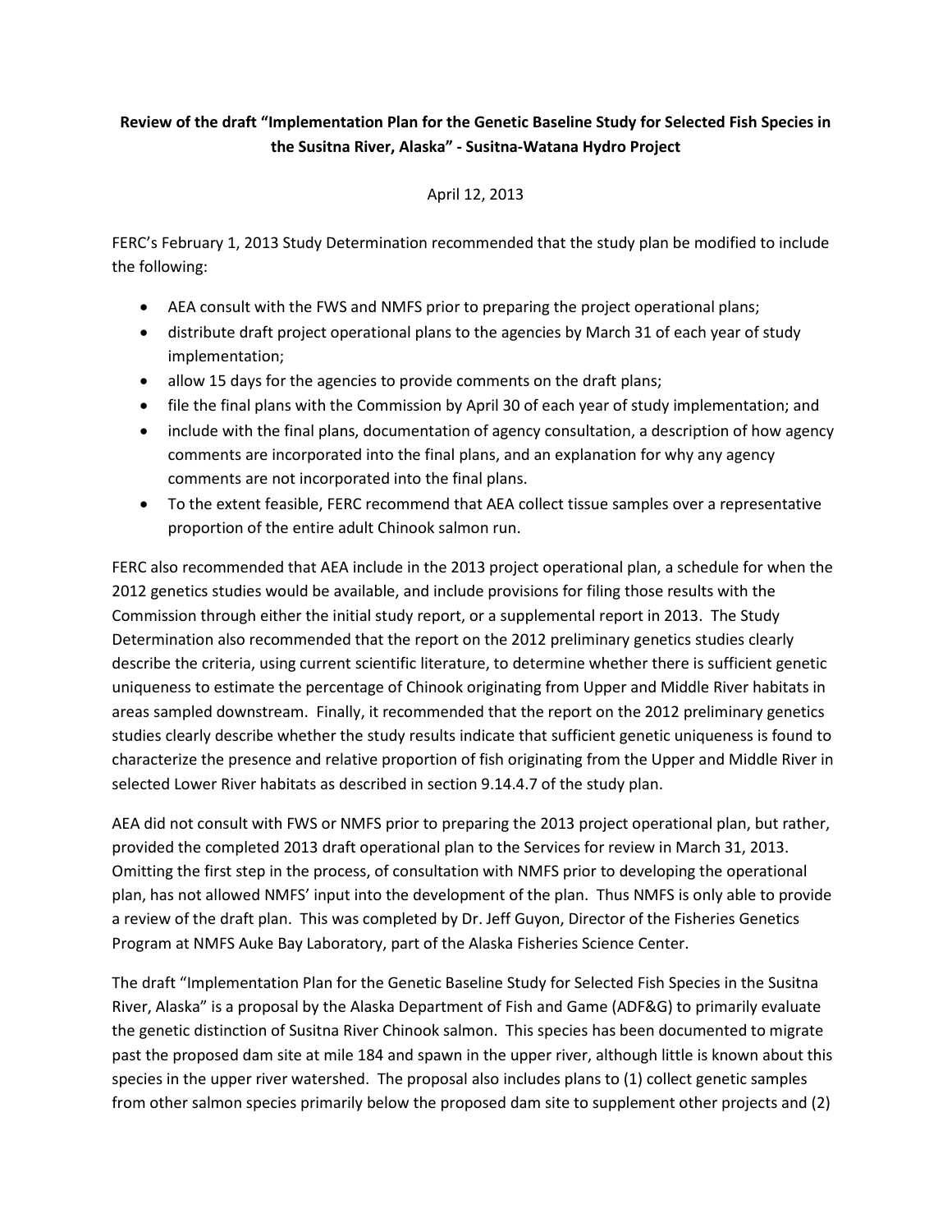**Review of the draft "Implementation Plan for the Genetic Baseline Study for Selected Fish Species in the Susitna River, Alaska" - Susitna-Watana Hydro Project**

April 12, 2013

FERC's February 1, 2013 Study Determination recommended that the study plan be modified to include the following:

- AEA consult with the FWS and NMFS prior to preparing the project operational plans;
- distribute draft project operational plans to the agencies by March 31 of each year of study implementation;
- allow 15 days for the agencies to provide comments on the draft plans;
- file the final plans with the Commission by April 30 of each year of study implementation; and
- include with the final plans, documentation of agency consultation, a description of how agency comments are incorporated into the final plans, and an explanation for why any agency comments are not incorporated into the final plans.
- To the extent feasible, FERC recommend that AEA collect tissue samples over a representative proportion of the entire adult Chinook salmon run.

FERC also recommended that AEA include in the 2013 project operational plan, a schedule for when the 2012 genetics studies would be available, and include provisions for filing those results with the Commission through either the initial study report, or a supplemental report in 2013. The Study Determination also recommended that the report on the 2012 preliminary genetics studies clearly describe the criteria, using current scientific literature, to determine whether there is sufficient genetic uniqueness to estimate the percentage of Chinook originating from Upper and Middle River habitats in areas sampled downstream. Finally, it recommended that the report on the 2012 preliminary genetics studies clearly describe whether the study results indicate that sufficient genetic uniqueness is found to characterize the presence and relative proportion of fish originating from the Upper and Middle River in selected Lower River habitats as described in section 9.14.4.7 of the study plan.

AEA did not consult with FWS or NMFS prior to preparing the 2013 project operational plan, but rather, provided the completed 2013 draft operational plan to the Services for review in March 31, 2013. Omitting the first step in the process, of consultation with NMFS prior to developing the operational plan, has not allowed NMFS' input into the development of the plan. Thus NMFS is only able to provide a review of the draft plan. This was completed by Dr. Jeff Guyon, Director of the Fisheries Genetics Program at NMFS Auke Bay Laboratory, part of the Alaska Fisheries Science Center.

The draft "Implementation Plan for the Genetic Baseline Study for Selected Fish Species in the Susitna River, Alaska" is a proposal by the Alaska Department of Fish and Game (ADF&G) to primarily evaluate the genetic distinction of Susitna River Chinook salmon. This species has been documented to migrate past the proposed dam site at mile 184 and spawn in the upper river, although little is known about this species in the upper river watershed. The proposal also includes plans to (1) collect genetic samples from other salmon species primarily below the proposed dam site to supplement other projects and (2)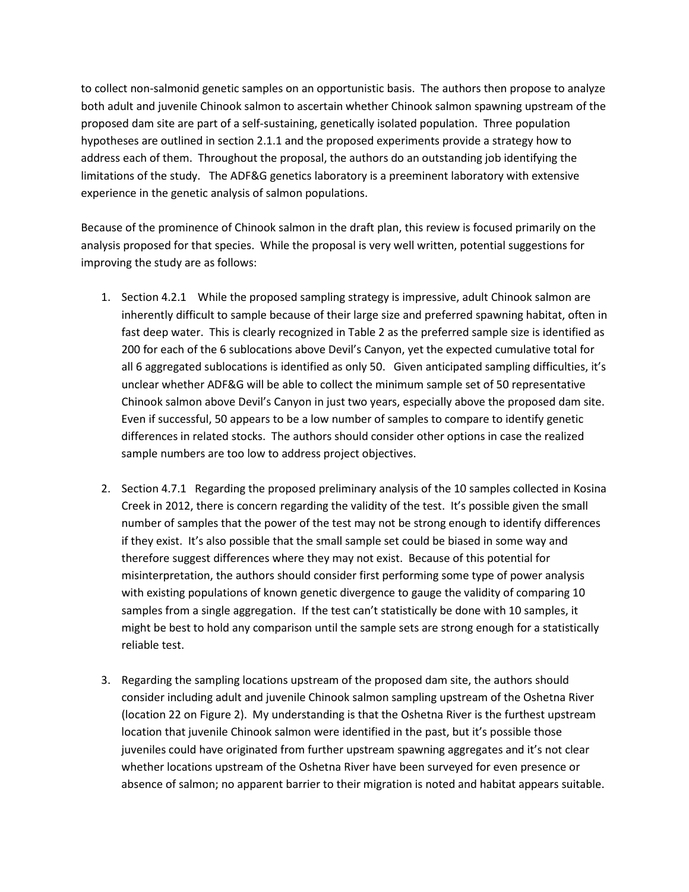to collect non-salmonid genetic samples on an opportunistic basis. The authors then propose to analyze both adult and juvenile Chinook salmon to ascertain whether Chinook salmon spawning upstream of the proposed dam site are part of a self-sustaining, genetically isolated population. Three population hypotheses are outlined in section 2.1.1 and the proposed experiments provide a strategy how to address each of them. Throughout the proposal, the authors do an outstanding job identifying the limitations of the study. The ADF&G genetics laboratory is a preeminent laboratory with extensive experience in the genetic analysis of salmon populations.

Because of the prominence of Chinook salmon in the draft plan, this review is focused primarily on the analysis proposed for that species. While the proposal is very well written, potential suggestions for improving the study are as follows:

1. Section 4.2.1 While the proposed sampling strategy is impressive, adult Chinook salmon are inherently difficult to sample because of their large size and preferred spawning habitat, often in fast deep water. This is clearly recognized in Table 2 as the preferred sample size is identified as 200 for each of the 6 sublocations above Devil's Canyon, yet the expected cumulative total for all 6 aggregated sublocations is identified as only 50. Given anticipated sampling difficulties, it's unclear whether ADF&G will be able to collect the minimum sample set of 50 representative Chinook salmon above Devil's Canyon in just two years, especially above the proposed dam site. Even if successful, 50 appears to be a low number of samples to compare to identify genetic differences in related stocks. The authors should consider other options in case the realized sample numbers are too low to address project objectives.

2. Section 4.7.1 Regarding the proposed preliminary analysis of the 10 samples collected in Kosina Creek in 2012, there is concern regarding the validity of the test. It's possible given the small number of samples that the power of the test may not be strong enough to identify differences if they exist. It's also possible that the small sample set could be biased in some way and therefore suggest differences where they may not exist. Because of this potential for misinterpretation, the authors should consider first performing some type of power analysis with existing populations of known genetic divergence to gauge the validity of comparing 10 samples from a single aggregation. If the test can't statistically be done with 10 samples, it might be best to hold any comparison until the sample sets are strong enough for a statistically reliable test.

3. Regarding the sampling locations upstream of the proposed dam site, the authors should consider including adult and juvenile Chinook salmon sampling upstream of the Oshetna River (location 22 on Figure 2). My understanding is that the Oshetna River is the furthest upstream location that juvenile Chinook salmon were identified in the past, but it's possible those juveniles could have originated from further upstream spawning aggregates and it's not clear whether locations upstream of the Oshetna River have been surveyed for even presence or absence of salmon; no apparent barrier to their migration is noted and habitat appears suitable.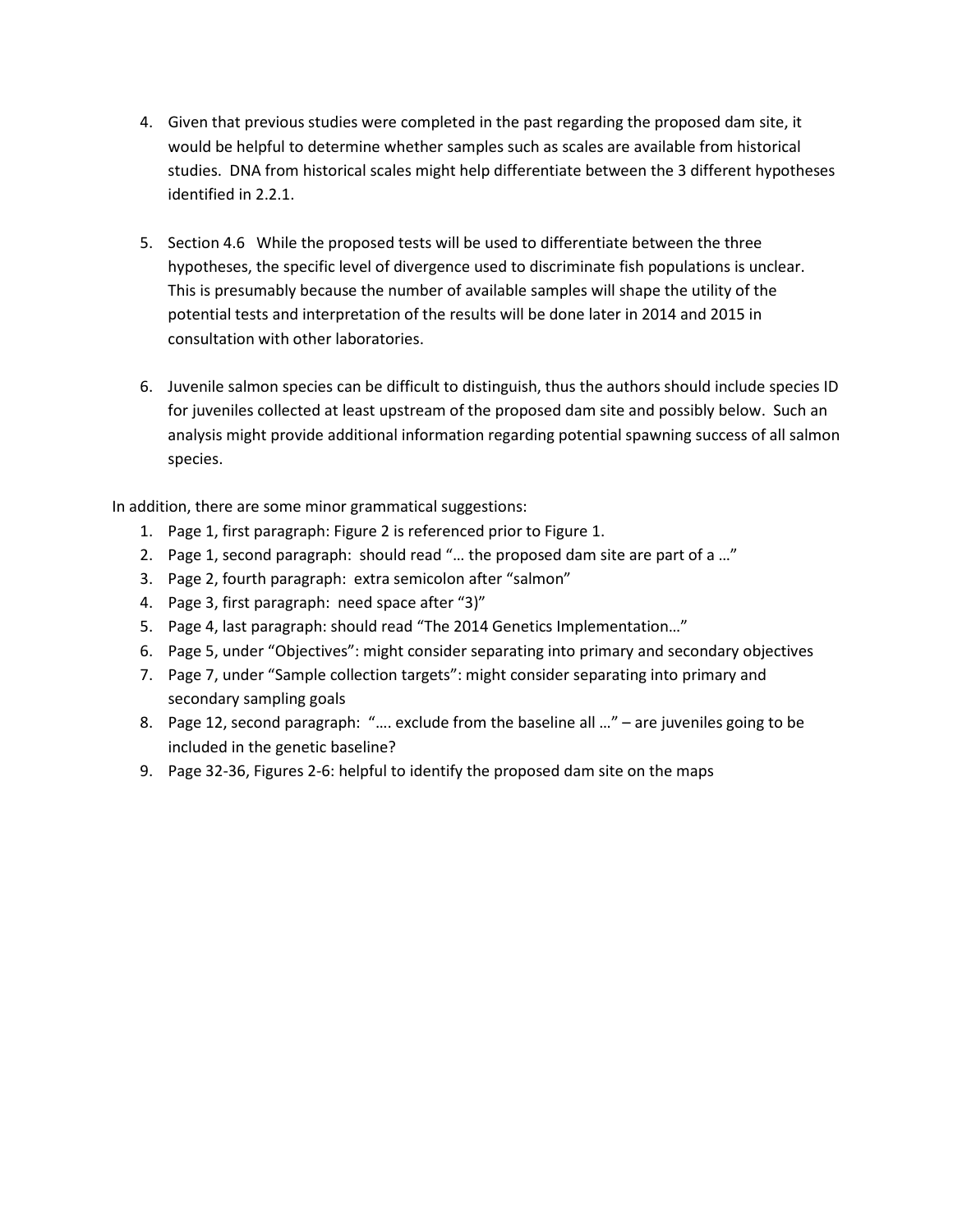4. Given that previous studies were completed in the past regarding the proposed dam site, it would be helpful to determine whether samples such as scales are available from historical studies. DNA from historical scales might help differentiate between the 3 different hypotheses identified in 2.2.1.

5. Section 4.6 While the proposed tests will be used to differentiate between the three hypotheses, the specific level of divergence used to discriminate fish populations is unclear. This is presumably because the number of available samples will shape the utility of the potential tests and interpretation of the results will be done later in 2014 and 2015 in consultation with other laboratories.

6. Juvenile salmon species can be difficult to distinguish, thus the authors should include species ID for juveniles collected at least upstream of the proposed dam site and possibly below. Such an analysis might provide additional information regarding potential spawning success of all salmon species.

In addition, there are some minor grammatical suggestions:

1. Page 1, first paragraph: Figure 2 is referenced prior to Figure 1.
2. Page 1, second paragraph: should read "… the proposed dam site are part of a …"
3. Page 2, fourth paragraph: extra semicolon after "salmon"
4. Page 3, first paragraph: need space after "3)"
5. Page 4, last paragraph: should read "The 2014 Genetics Implementation…"
6. Page 5, under "Objectives": might consider separating into primary and secondary objectives
7. Page 7, under "Sample collection targets": might consider separating into primary and secondary sampling goals
8. Page 12, second paragraph: "…. exclude from the baseline all …" – are juveniles going to be included in the genetic baseline?
9. Page 32-36, Figures 2-6: helpful to identify the proposed dam site on the maps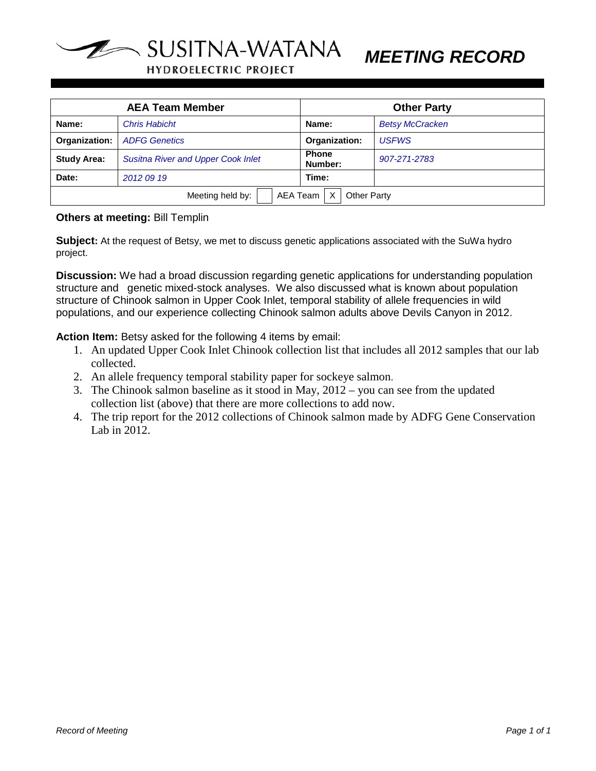# SUSITNA-WATANA HYDROELECTRIC PROJECT

# MEETING RECORD

| AEA Team Member | | Other Party | |
|---|---|---|---|
| **Name:** | *Chris Habicht* | **Name:** | *Betsy McCracken* |
| **Organization:** | *ADFG Genetics* | **Organization:** | *USFWS* |
| **Study Area:** | *Susitna River and Upper Cook Inlet* | **Phone Number:** | *907-271-2783* |
| **Date:** | *2012 09 19* | **Time:** | |
| Meeting held by: [ ] AEA Team [X] Other Party | | | |

**Others at meeting:** Bill Templin

**Subject:** At the request of Betsy, we met to discuss genetic applications associated with the SuWa hydro project.

**Discussion:** We had a broad discussion regarding genetic applications for understanding population structure and genetic mixed-stock analyses. We also discussed what is known about population structure of Chinook salmon in Upper Cook Inlet, temporal stability of allele frequencies in wild populations, and our experience collecting Chinook salmon adults above Devils Canyon in 2012.

**Action Item:** Betsy asked for the following 4 items by email:

1. An updated Upper Cook Inlet Chinook collection list that includes all 2012 samples that our lab collected.
2. An allele frequency temporal stability paper for sockeye salmon.
3. The Chinook salmon baseline as it stood in May, 2012 – you can see from the updated collection list (above) that there are more collections to add now.
4. The trip report for the 2012 collections of Chinook salmon made by ADFG Gene Conservation Lab in 2012.

*Record of Meeting*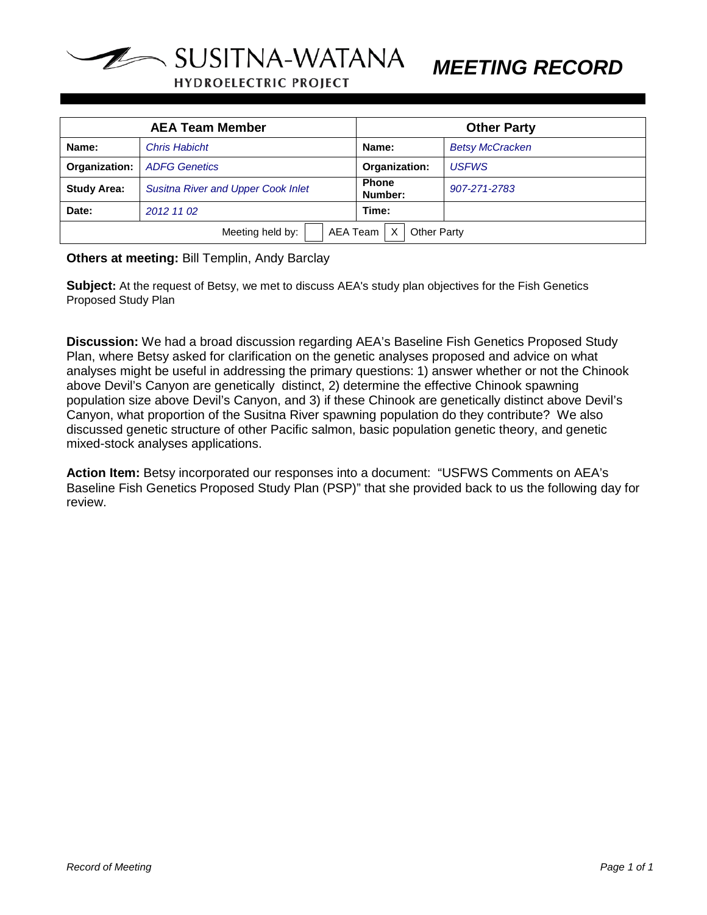# SUSITNA-WATANA HYDROELECTRIC PROJECT

# MEETING RECORD

| AEA Team Member | | Other Party | |
|---|---|---|---|
| **Name:** | *Chris Habicht* | **Name:** | *Betsy McCracken* |
| **Organization:** | *ADFG Genetics* | **Organization:** | *USFWS* |
| **Study Area:** | *Susitna River and Upper Cook Inlet* | **Phone Number:** | *907-271-2783* |
| **Date:** | *2012 11 02* | **Time:** | |
| Meeting held by: [ ] AEA Team [X] Other Party | | | |

**Others at meeting:** Bill Templin, Andy Barclay

**Subject:** At the request of Betsy, we met to discuss AEA's study plan objectives for the Fish Genetics Proposed Study Plan

**Discussion:** We had a broad discussion regarding AEA's Baseline Fish Genetics Proposed Study Plan, where Betsy asked for clarification on the genetic analyses proposed and advice on what analyses might be useful in addressing the primary questions: 1) answer whether or not the Chinook above Devil's Canyon are genetically distinct, 2) determine the effective Chinook spawning population size above Devil's Canyon, and 3) if these Chinook are genetically distinct above Devil's Canyon, what proportion of the Susitna River spawning population do they contribute? We also discussed genetic structure of other Pacific salmon, basic population genetic theory, and genetic mixed-stock analyses applications.

**Action Item:** Betsy incorporated our responses into a document: "USFWS Comments on AEA's Baseline Fish Genetics Proposed Study Plan (PSP)" that she provided back to us the following day for review.